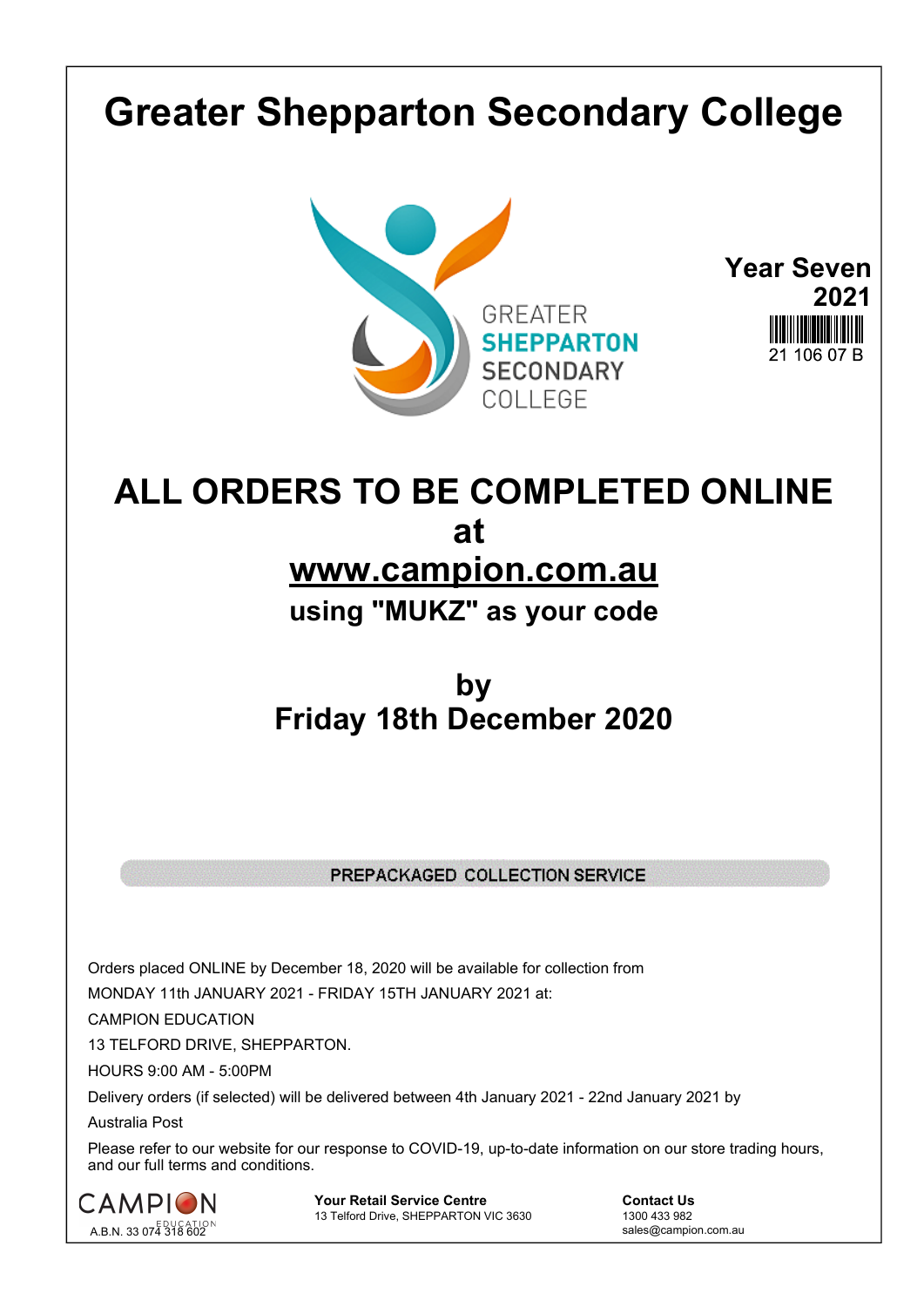# Greater Shepparton Secondary College

GREATER
SHEPPARTON
SECONDARY
COLLEGE

**Year Seven**
**2021**

21 106 07 B

## ALL ORDERS TO BE COMPLETED ONLINE
## at
## www.campion.com.au
### using "MUKZ" as your code

## by
## Friday 18th December 2020

**PREPACKAGED COLLECTION SERVICE**

Orders placed ONLINE by December 18, 2020 will be available for collection from

MONDAY 11th JANUARY 2021 - FRIDAY 15TH JANUARY 2021 at:

CAMPION EDUCATION

13 TELFORD DRIVE, SHEPPARTON.

HOURS 9:00 AM - 5:00PM

Delivery orders (if selected) will be delivered between 4th January 2021 - 22nd January 2021 by

Australia Post

Please refer to our website for our response to COVID-19, up-to-date information on our store trading hours, and our full terms and conditions.

CAMPION EDUCATION
A.B.N. 33 074 318 602

**Your Retail Service Centre**
13 Telford Drive, SHEPPARTON VIC 3630

**Contact Us**
1300 433 982
sales@campion.com.au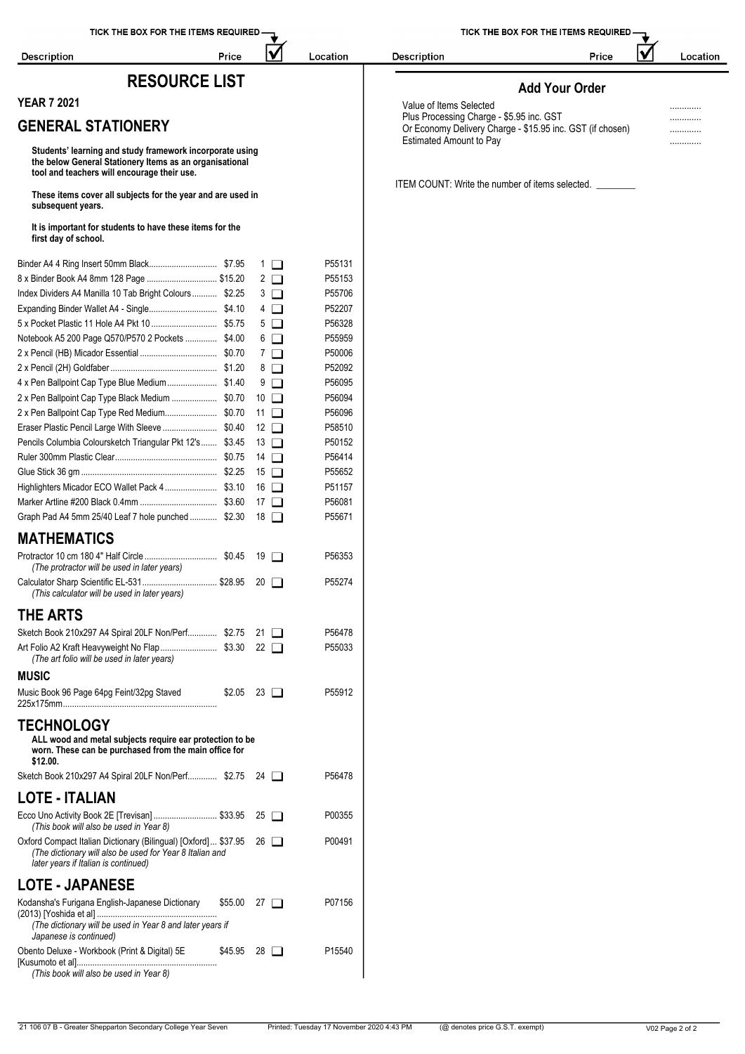TICK THE BOX FOR THE ITEMS REQUIRED

# RESOURCE LIST

**YEAR 7 2021**

## GENERAL STATIONERY

**Students' learning and study framework incorporate using the below General Stationery Items as an organisational tool and teachers will encourage their use.**

**These items cover all subjects for the year and are used in subsequent years.**

**It is important for students to have these items for the first day of school.**

| Description | Price | ☑ | Location |
|---|---|---|---|
| Binder A4 4 Ring Insert 50mm Black | $7.95 | 1 ☐ | P55131 |
| 8 x Binder Book A4 8mm 128 Page | $15.20 | 2 ☐ | P55153 |
| Index Dividers A4 Manilla 10 Tab Bright Colours | $2.25 | 3 ☐ | P55706 |
| Expanding Binder Wallet A4 - Single | $4.10 | 4 ☐ | P52207 |
| 5 x Pocket Plastic 11 Hole A4 Pkt 10 | $5.75 | 5 ☐ | P56328 |
| Notebook A5 200 Page Q570/P570 2 Pockets | $4.00 | 6 ☐ | P55959 |
| 2 x Pencil (HB) Micador Essential | $0.70 | 7 ☐ | P50006 |
| 2 x Pencil (2H) Goldfaber | $1.20 | 8 ☐ | P52092 |
| 4 x Pen Ballpoint Cap Type Blue Medium | $1.40 | 9 ☐ | P56095 |
| 2 x Pen Ballpoint Cap Type Black Medium | $0.70 | 10 ☐ | P56094 |
| 2 x Pen Ballpoint Cap Type Red Medium | $0.70 | 11 ☐ | P56096 |
| Eraser Plastic Pencil Large With Sleeve | $0.40 | 12 ☐ | P58510 |
| Pencils Columbia Coloursketch Triangular Pkt 12's | $3.45 | 13 ☐ | P50152 |
| Ruler 300mm Plastic Clear | $0.75 | 14 ☐ | P56414 |
| Glue Stick 36 gm | $2.25 | 15 ☐ | P55652 |
| Highlighters Micador ECO Wallet Pack 4 | $3.10 | 16 ☐ | P51157 |
| Marker Artline #200 Black 0.4mm | $3.60 | 17 ☐ | P56081 |
| Graph Pad A4 5mm 25/40 Leaf 7 hole punched | $2.30 | 18 ☐ | P55671 |

## MATHEMATICS

| Description | Price | ☑ | Location |
|---|---|---|---|
| Protractor 10 cm 180 4" Half Circle *(The protractor will be used in later years)* | $0.45 | 19 ☐ | P56353 |
| Calculator Sharp Scientific EL-531 *(This calculator will be used in later years)* | $28.95 | 20 ☐ | P55274 |

## THE ARTS

| Description | Price | ☑ | Location |
|---|---|---|---|
| Sketch Book 210x297 A4 Spiral 20LF Non/Perf | $2.75 | 21 ☐ | P56478 |
| Art Folio A2 Kraft Heavyweight No Flap *(The art folio will be used in later years)* | $3.30 | 22 ☐ | P55033 |

### MUSIC

| Description | Price | ☑ | Location |
|---|---|---|---|
| Music Book 96 Page 64pg Feint/32pg Staved 225x175mm | $2.05 | 23 ☐ | P55912 |

## TECHNOLOGY

**ALL wood and metal subjects require ear protection to be worn. These can be purchased from the main office for $12.00.**

| Description | Price | ☑ | Location |
|---|---|---|---|
| Sketch Book 210x297 A4 Spiral 20LF Non/Perf | $2.75 | 24 ☐ | P56478 |

## LOTE - ITALIAN

| Description | Price | ☑ | Location |
|---|---|---|---|
| Ecco Uno Activity Book 2E [Trevisan] *(This book will also be used in Year 8)* | $33.95 | 25 ☐ | P00355 |
| Oxford Compact Italian Dictionary (Bilingual) [Oxford] *(The dictionary will also be used for Year 8 Italian and later years if Italian is continued)* | $37.95 | 26 ☐ | P00491 |

## LOTE - JAPANESE

| Description | Price | ☑ | Location |
|---|---|---|---|
| Kodansha's Furigana English-Japanese Dictionary (2013) [Yoshida et al] *(The dictionary will be used in Year 8 and later years if Japanese is continued)* | $55.00 | 27 ☐ | P07156 |
| Obento Deluxe - Workbook (Print & Digital) 5E [Kusumoto et al] *(This book will also be used in Year 8)* | $45.95 | 28 ☐ | P15540 |

## Add Your Order

| | |
|---|---|
| Value of Items Selected | ............ |
| Plus Processing Charge - $5.95 inc. GST | ............ |
| Or Economy Delivery Charge - $15.95 inc. GST (if chosen) | ............ |
| Estimated Amount to Pay | ............ |

ITEM COUNT: Write the number of items selected. ________

21 106 07 B - Greater Shepparton Secondary College Year Seven — Printed: Tuesday 17 November 2020 4:43 PM — (@ denotes price G.S.T. exempt)